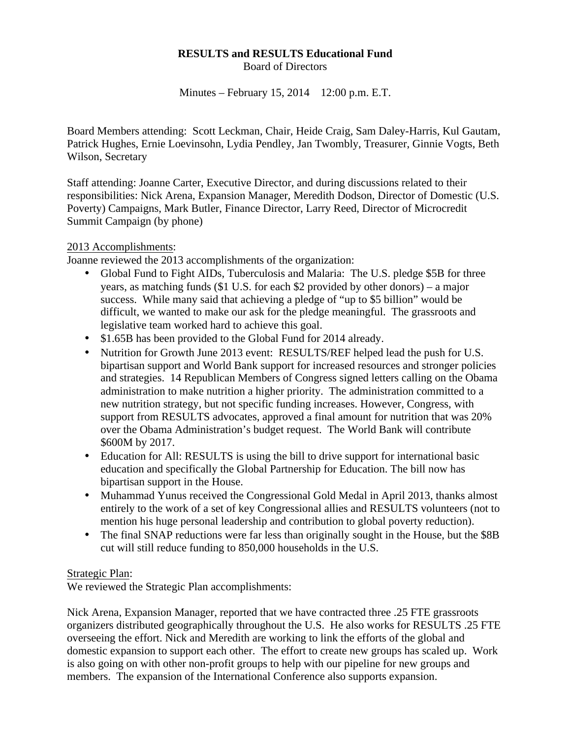**RESULTS and RESULTS Educational Fund**
Board of Directors

Minutes – February 15, 2014 12:00 p.m. E.T.

Board Members attending: Scott Leckman, Chair, Heide Craig, Sam Daley-Harris, Kul Gautam, Patrick Hughes, Ernie Loevinsohn, Lydia Pendley, Jan Twombly, Treasurer, Ginnie Vogts, Beth Wilson, Secretary

Staff attending: Joanne Carter, Executive Director, and during discussions related to their responsibilities: Nick Arena, Expansion Manager, Meredith Dodson, Director of Domestic (U.S. Poverty) Campaigns, Mark Butler, Finance Director, Larry Reed, Director of Microcredit Summit Campaign (by phone)

<u>2013 Accomplishments</u>:
Joanne reviewed the 2013 accomplishments of the organization:

- Global Fund to Fight AIDs, Tuberculosis and Malaria: The U.S. pledge $5B for three years, as matching funds ($1 U.S. for each $2 provided by other donors) – a major success. While many said that achieving a pledge of "up to $5 billion" would be difficult, we wanted to make our ask for the pledge meaningful. The grassroots and legislative team worked hard to achieve this goal.
- $1.65B has been provided to the Global Fund for 2014 already.
- Nutrition for Growth June 2013 event: RESULTS/REF helped lead the push for U.S. bipartisan support and World Bank support for increased resources and stronger policies and strategies. 14 Republican Members of Congress signed letters calling on the Obama administration to make nutrition a higher priority. The administration committed to a new nutrition strategy, but not specific funding increases. However, Congress, with support from RESULTS advocates, approved a final amount for nutrition that was 20% over the Obama Administration's budget request. The World Bank will contribute $600M by 2017.
- Education for All: RESULTS is using the bill to drive support for international basic education and specifically the Global Partnership for Education. The bill now has bipartisan support in the House.
- Muhammad Yunus received the Congressional Gold Medal in April 2013, thanks almost entirely to the work of a set of key Congressional allies and RESULTS volunteers (not to mention his huge personal leadership and contribution to global poverty reduction).
- The final SNAP reductions were far less than originally sought in the House, but the $8B cut will still reduce funding to 850,000 households in the U.S.

<u>Strategic Plan</u>:
We reviewed the Strategic Plan accomplishments:

Nick Arena, Expansion Manager, reported that we have contracted three .25 FTE grassroots organizers distributed geographically throughout the U.S. He also works for RESULTS .25 FTE overseeing the effort. Nick and Meredith are working to link the efforts of the global and domestic expansion to support each other. The effort to create new groups has scaled up. Work is also going on with other non-profit groups to help with our pipeline for new groups and members. The expansion of the International Conference also supports expansion.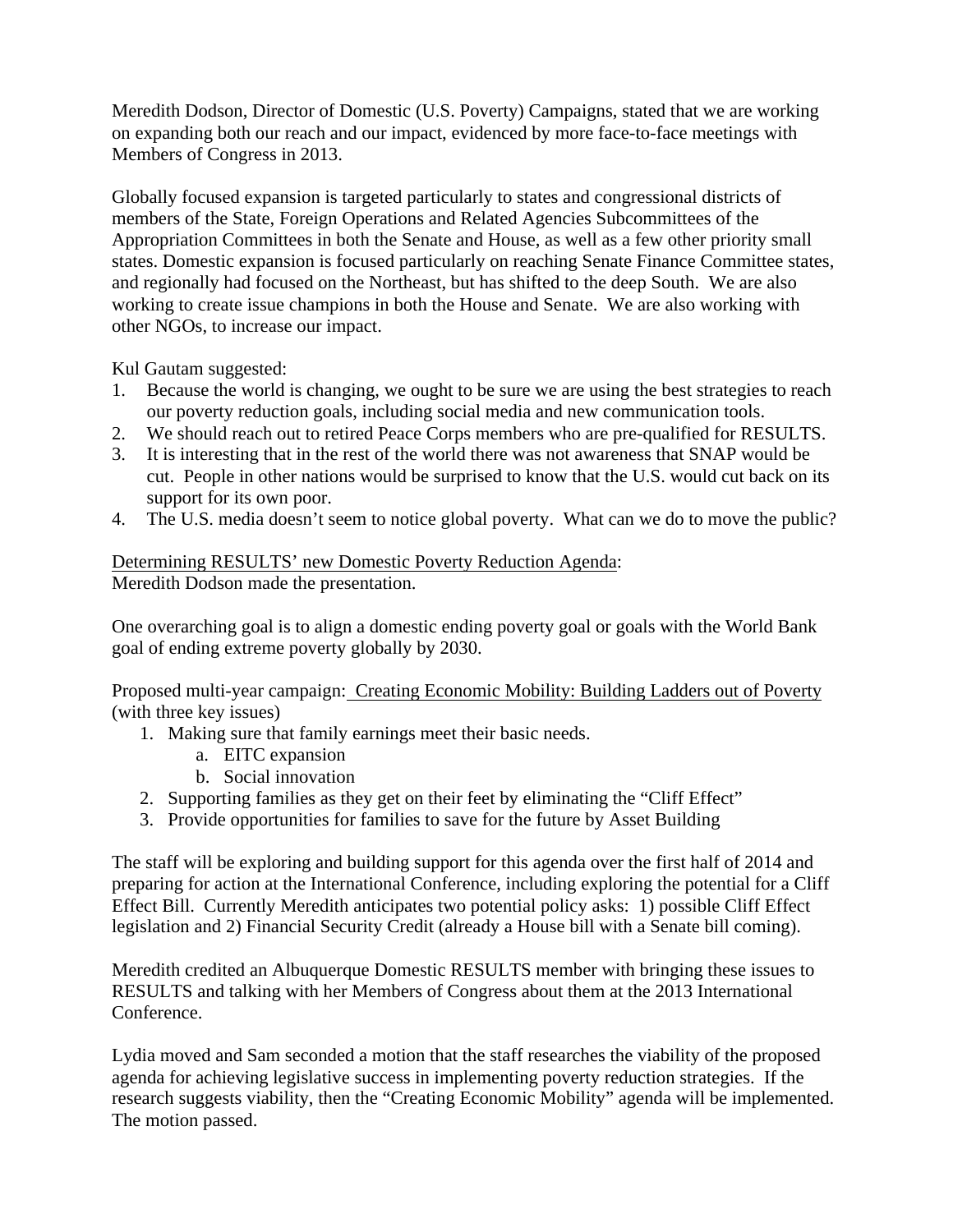Meredith Dodson, Director of Domestic (U.S. Poverty) Campaigns, stated that we are working on expanding both our reach and our impact, evidenced by more face-to-face meetings with Members of Congress in 2013.

Globally focused expansion is targeted particularly to states and congressional districts of members of the State, Foreign Operations and Related Agencies Subcommittees of the Appropriation Committees in both the Senate and House, as well as a few other priority small states. Domestic expansion is focused particularly on reaching Senate Finance Committee states, and regionally had focused on the Northeast, but has shifted to the deep South. We are also working to create issue champions in both the House and Senate. We are also working with other NGOs, to increase our impact.

Kul Gautam suggested:

1. Because the world is changing, we ought to be sure we are using the best strategies to reach our poverty reduction goals, including social media and new communication tools.
2. We should reach out to retired Peace Corps members who are pre-qualified for RESULTS.
3. It is interesting that in the rest of the world there was not awareness that SNAP would be cut. People in other nations would be surprised to know that the U.S. would cut back on its support for its own poor.
4. The U.S. media doesn't seem to notice global poverty. What can we do to move the public?

<u>Determining RESULTS' new Domestic Poverty Reduction Agenda</u>:
Meredith Dodson made the presentation.

One overarching goal is to align a domestic ending poverty goal or goals with the World Bank goal of ending extreme poverty globally by 2030.

Proposed multi-year campaign: <u>Creating Economic Mobility: Building Ladders out of Poverty</u> (with three key issues)

1. Making sure that family earnings meet their basic needs.
   a. EITC expansion
   b. Social innovation
2. Supporting families as they get on their feet by eliminating the "Cliff Effect"
3. Provide opportunities for families to save for the future by Asset Building

The staff will be exploring and building support for this agenda over the first half of 2014 and preparing for action at the International Conference, including exploring the potential for a Cliff Effect Bill. Currently Meredith anticipates two potential policy asks: 1) possible Cliff Effect legislation and 2) Financial Security Credit (already a House bill with a Senate bill coming).

Meredith credited an Albuquerque Domestic RESULTS member with bringing these issues to RESULTS and talking with her Members of Congress about them at the 2013 International Conference.

Lydia moved and Sam seconded a motion that the staff researches the viability of the proposed agenda for achieving legislative success in implementing poverty reduction strategies. If the research suggests viability, then the "Creating Economic Mobility" agenda will be implemented. The motion passed.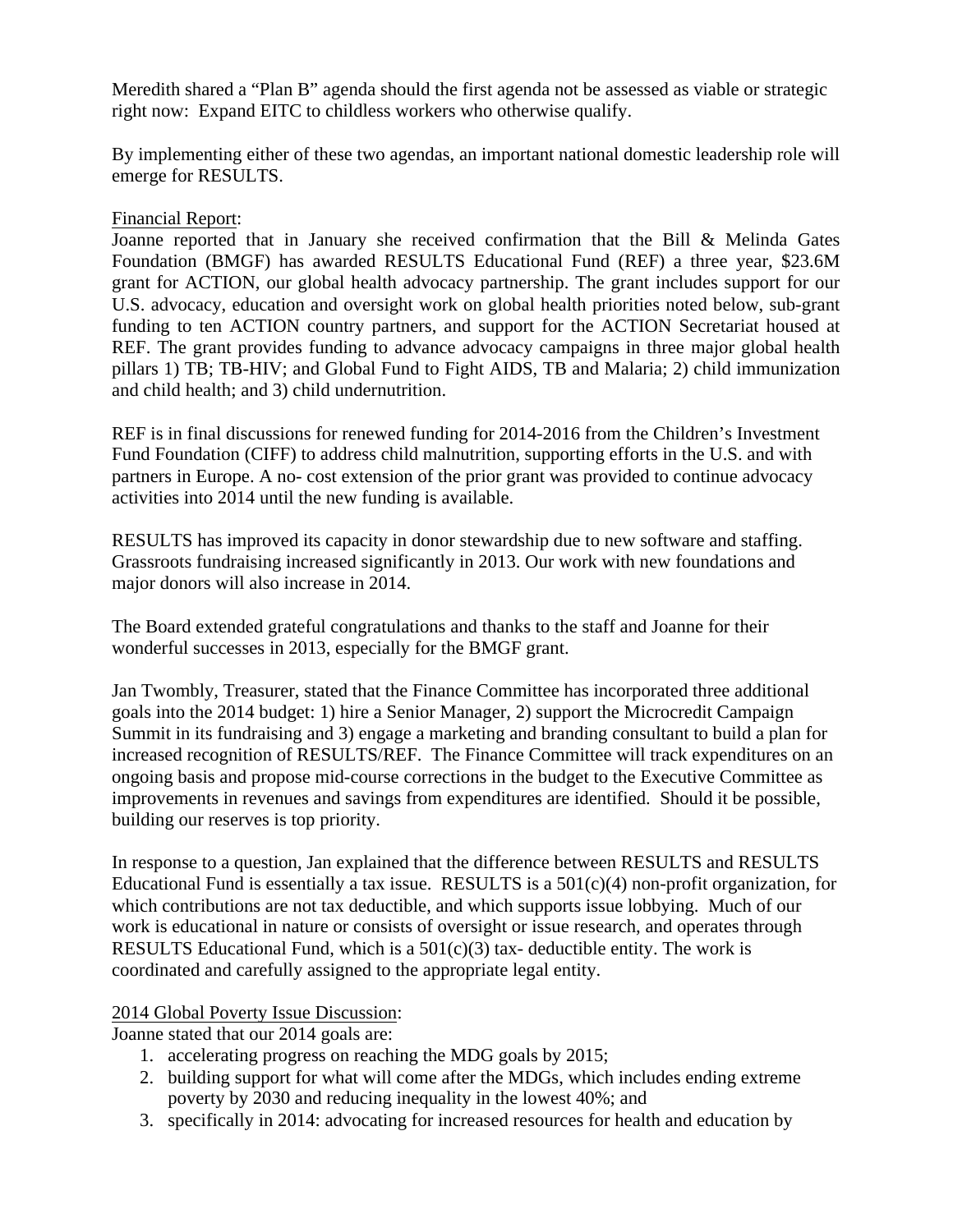Meredith shared a "Plan B" agenda should the first agenda not be assessed as viable or strategic right now: Expand EITC to childless workers who otherwise qualify.

By implementing either of these two agendas, an important national domestic leadership role will emerge for RESULTS.

Financial Report:

Joanne reported that in January she received confirmation that the Bill & Melinda Gates Foundation (BMGF) has awarded RESULTS Educational Fund (REF) a three year, $23.6M grant for ACTION, our global health advocacy partnership. The grant includes support for our U.S. advocacy, education and oversight work on global health priorities noted below, sub-grant funding to ten ACTION country partners, and support for the ACTION Secretariat housed at REF. The grant provides funding to advance advocacy campaigns in three major global health pillars 1) TB; TB-HIV; and Global Fund to Fight AIDS, TB and Malaria; 2) child immunization and child health; and 3) child undernutrition.

REF is in final discussions for renewed funding for 2014-2016 from the Children's Investment Fund Foundation (CIFF) to address child malnutrition, supporting efforts in the U.S. and with partners in Europe. A no- cost extension of the prior grant was provided to continue advocacy activities into 2014 until the new funding is available.

RESULTS has improved its capacity in donor stewardship due to new software and staffing. Grassroots fundraising increased significantly in 2013. Our work with new foundations and major donors will also increase in 2014.

The Board extended grateful congratulations and thanks to the staff and Joanne for their wonderful successes in 2013, especially for the BMGF grant.

Jan Twombly, Treasurer, stated that the Finance Committee has incorporated three additional goals into the 2014 budget: 1) hire a Senior Manager, 2) support the Microcredit Campaign Summit in its fundraising and 3) engage a marketing and branding consultant to build a plan for increased recognition of RESULTS/REF. The Finance Committee will track expenditures on an ongoing basis and propose mid-course corrections in the budget to the Executive Committee as improvements in revenues and savings from expenditures are identified. Should it be possible, building our reserves is top priority.

In response to a question, Jan explained that the difference between RESULTS and RESULTS Educational Fund is essentially a tax issue. RESULTS is a 501(c)(4) non-profit organization, for which contributions are not tax deductible, and which supports issue lobbying. Much of our work is educational in nature or consists of oversight or issue research, and operates through RESULTS Educational Fund, which is a 501(c)(3) tax- deductible entity. The work is coordinated and carefully assigned to the appropriate legal entity.

2014 Global Poverty Issue Discussion:

Joanne stated that our 2014 goals are:

1. accelerating progress on reaching the MDG goals by 2015;
2. building support for what will come after the MDGs, which includes ending extreme poverty by 2030 and reducing inequality in the lowest 40%; and
3. specifically in 2014: advocating for increased resources for health and education by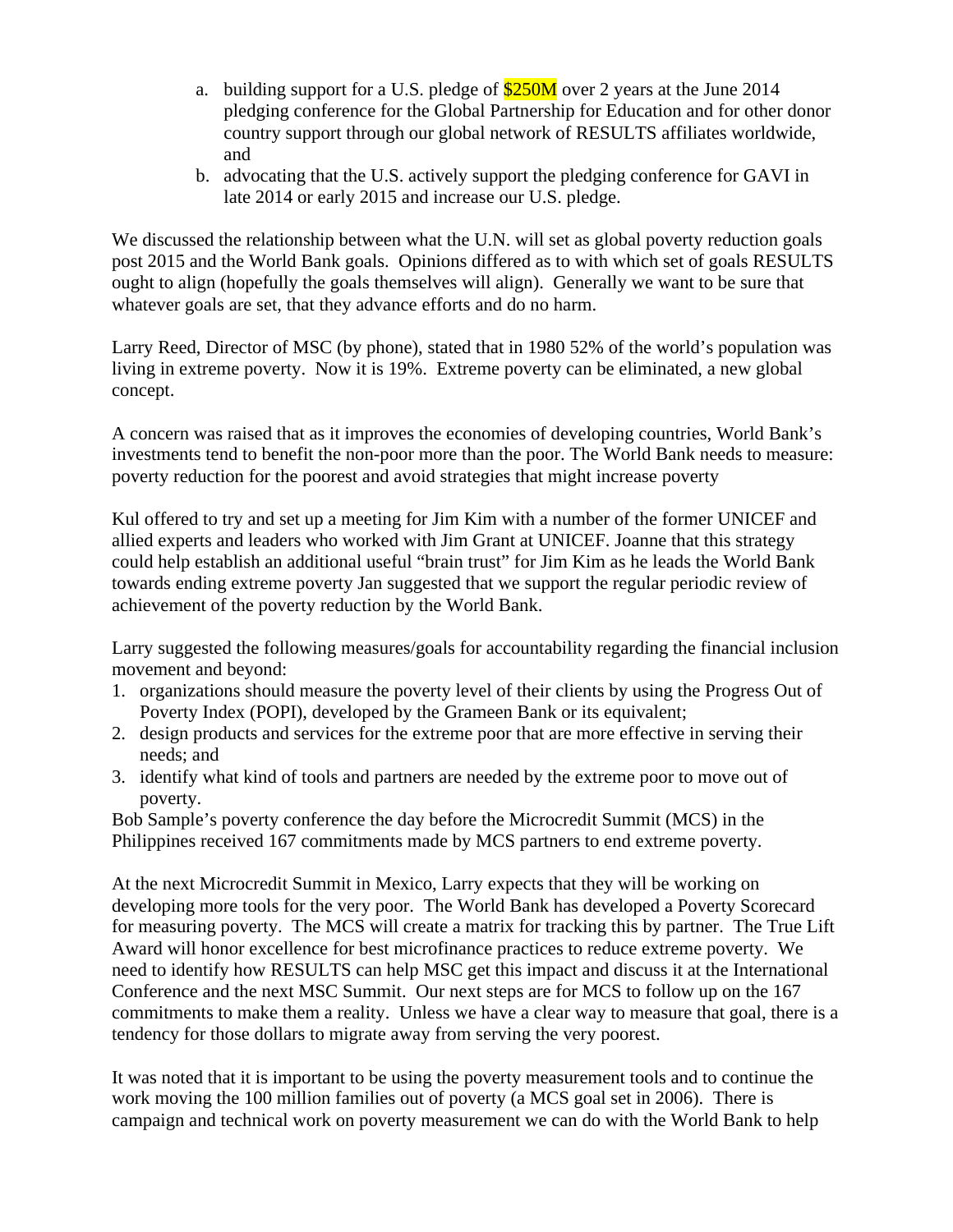a. building support for a U.S. pledge of $250M over 2 years at the June 2014 pledging conference for the Global Partnership for Education and for other donor country support through our global network of RESULTS affiliates worldwide, and
b. advocating that the U.S. actively support the pledging conference for GAVI in late 2014 or early 2015 and increase our U.S. pledge.

We discussed the relationship between what the U.N. will set as global poverty reduction goals post 2015 and the World Bank goals. Opinions differed as to with which set of goals RESULTS ought to align (hopefully the goals themselves will align). Generally we want to be sure that whatever goals are set, that they advance efforts and do no harm.

Larry Reed, Director of MSC (by phone), stated that in 1980 52% of the world's population was living in extreme poverty. Now it is 19%. Extreme poverty can be eliminated, a new global concept.

A concern was raised that as it improves the economies of developing countries, World Bank's investments tend to benefit the non-poor more than the poor. The World Bank needs to measure: poverty reduction for the poorest and avoid strategies that might increase poverty

Kul offered to try and set up a meeting for Jim Kim with a number of the former UNICEF and allied experts and leaders who worked with Jim Grant at UNICEF. Joanne that this strategy could help establish an additional useful "brain trust" for Jim Kim as he leads the World Bank towards ending extreme poverty Jan suggested that we support the regular periodic review of achievement of the poverty reduction by the World Bank.

Larry suggested the following measures/goals for accountability regarding the financial inclusion movement and beyond:

1. organizations should measure the poverty level of their clients by using the Progress Out of Poverty Index (POPI), developed by the Grameen Bank or its equivalent;
2. design products and services for the extreme poor that are more effective in serving their needs; and
3. identify what kind of tools and partners are needed by the extreme poor to move out of poverty.

Bob Sample's poverty conference the day before the Microcredit Summit (MCS) in the Philippines received 167 commitments made by MCS partners to end extreme poverty.

At the next Microcredit Summit in Mexico, Larry expects that they will be working on developing more tools for the very poor. The World Bank has developed a Poverty Scorecard for measuring poverty. The MCS will create a matrix for tracking this by partner. The True Lift Award will honor excellence for best microfinance practices to reduce extreme poverty. We need to identify how RESULTS can help MSC get this impact and discuss it at the International Conference and the next MSC Summit. Our next steps are for MCS to follow up on the 167 commitments to make them a reality. Unless we have a clear way to measure that goal, there is a tendency for those dollars to migrate away from serving the very poorest.

It was noted that it is important to be using the poverty measurement tools and to continue the work moving the 100 million families out of poverty (a MCS goal set in 2006). There is campaign and technical work on poverty measurement we can do with the World Bank to help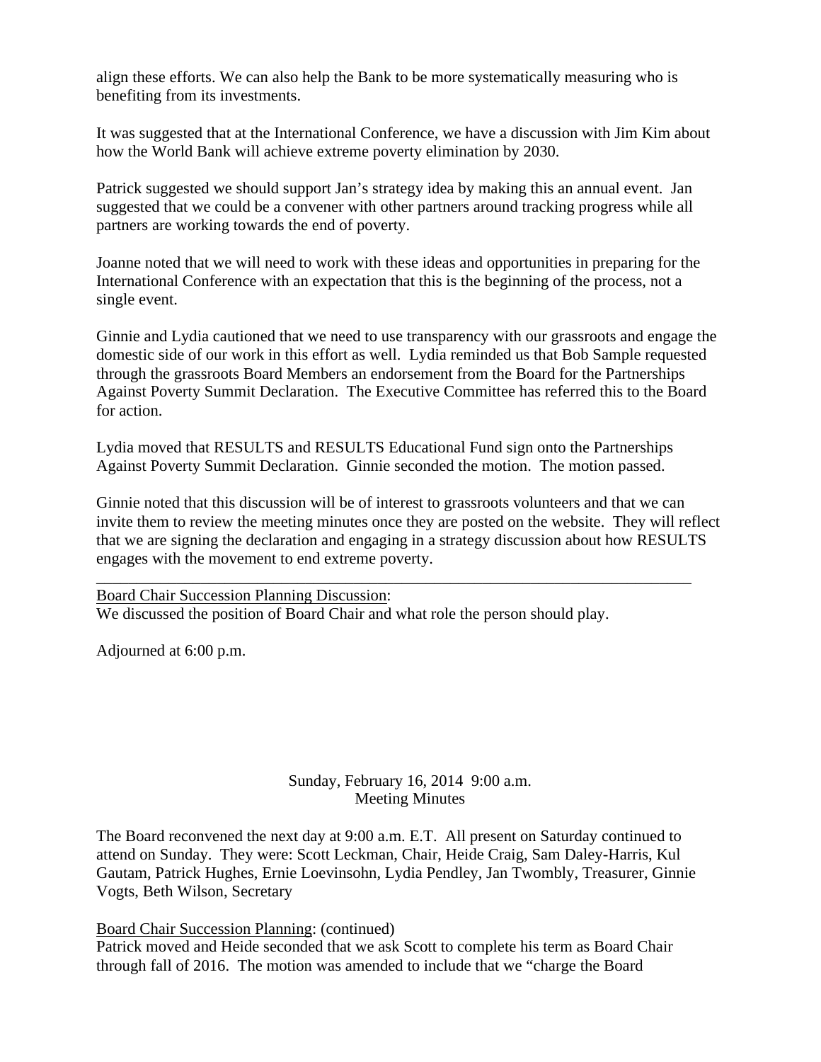align these efforts. We can also help the Bank to be more systematically measuring who is benefiting from its investments.

It was suggested that at the International Conference, we have a discussion with Jim Kim about how the World Bank will achieve extreme poverty elimination by 2030.

Patrick suggested we should support Jan's strategy idea by making this an annual event. Jan suggested that we could be a convener with other partners around tracking progress while all partners are working towards the end of poverty.

Joanne noted that we will need to work with these ideas and opportunities in preparing for the International Conference with an expectation that this is the beginning of the process, not a single event.

Ginnie and Lydia cautioned that we need to use transparency with our grassroots and engage the domestic side of our work in this effort as well. Lydia reminded us that Bob Sample requested through the grassroots Board Members an endorsement from the Board for the Partnerships Against Poverty Summit Declaration. The Executive Committee has referred this to the Board for action.

Lydia moved that RESULTS and RESULTS Educational Fund sign onto the Partnerships Against Poverty Summit Declaration. Ginnie seconded the motion. The motion passed.

Ginnie noted that this discussion will be of interest to grassroots volunteers and that we can invite them to review the meeting minutes once they are posted on the website. They will reflect that we are signing the declaration and engaging in a strategy discussion about how RESULTS engages with the movement to end extreme poverty.

---

<u>Board Chair Succession Planning Discussion</u>:
We discussed the position of Board Chair and what role the person should play.

Adjourned at 6:00 p.m.

Sunday, February 16, 2014 9:00 a.m.
Meeting Minutes

The Board reconvened the next day at 9:00 a.m. E.T. All present on Saturday continued to attend on Sunday. They were: Scott Leckman, Chair, Heide Craig, Sam Daley-Harris, Kul Gautam, Patrick Hughes, Ernie Loevinsohn, Lydia Pendley, Jan Twombly, Treasurer, Ginnie Vogts, Beth Wilson, Secretary

<u>Board Chair Succession Planning</u>: (continued)
Patrick moved and Heide seconded that we ask Scott to complete his term as Board Chair through fall of 2016. The motion was amended to include that we "charge the Board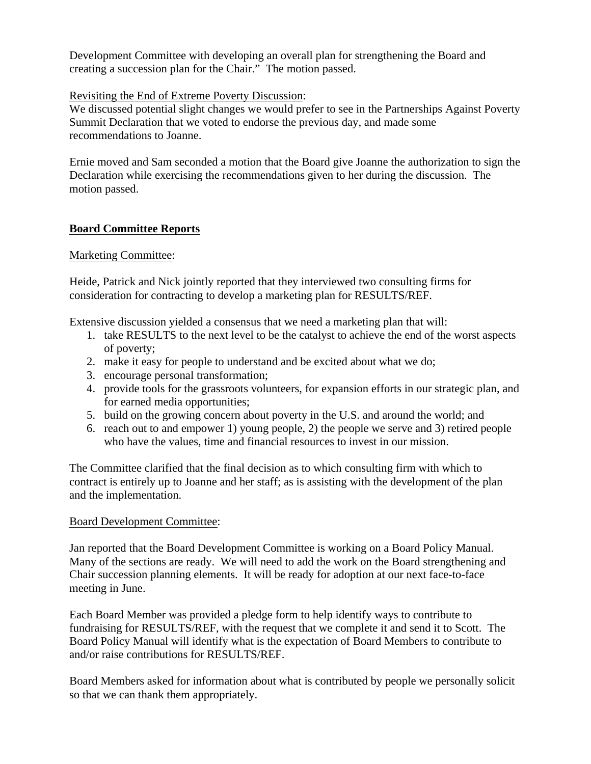Development Committee with developing an overall plan for strengthening the Board and creating a succession plan for the Chair." The motion passed.

Revisiting the End of Extreme Poverty Discussion:

We discussed potential slight changes we would prefer to see in the Partnerships Against Poverty Summit Declaration that we voted to endorse the previous day, and made some recommendations to Joanne.

Ernie moved and Sam seconded a motion that the Board give Joanne the authorization to sign the Declaration while exercising the recommendations given to her during the discussion. The motion passed.

## Board Committee Reports

Marketing Committee:

Heide, Patrick and Nick jointly reported that they interviewed two consulting firms for consideration for contracting to develop a marketing plan for RESULTS/REF.

Extensive discussion yielded a consensus that we need a marketing plan that will:

1. take RESULTS to the next level to be the catalyst to achieve the end of the worst aspects of poverty;
2. make it easy for people to understand and be excited about what we do;
3. encourage personal transformation;
4. provide tools for the grassroots volunteers, for expansion efforts in our strategic plan, and for earned media opportunities;
5. build on the growing concern about poverty in the U.S. and around the world; and
6. reach out to and empower 1) young people, 2) the people we serve and 3) retired people who have the values, time and financial resources to invest in our mission.

The Committee clarified that the final decision as to which consulting firm with which to contract is entirely up to Joanne and her staff; as is assisting with the development of the plan and the implementation.

Board Development Committee:

Jan reported that the Board Development Committee is working on a Board Policy Manual. Many of the sections are ready. We will need to add the work on the Board strengthening and Chair succession planning elements. It will be ready for adoption at our next face-to-face meeting in June.

Each Board Member was provided a pledge form to help identify ways to contribute to fundraising for RESULTS/REF, with the request that we complete it and send it to Scott. The Board Policy Manual will identify what is the expectation of Board Members to contribute to and/or raise contributions for RESULTS/REF.

Board Members asked for information about what is contributed by people we personally solicit so that we can thank them appropriately.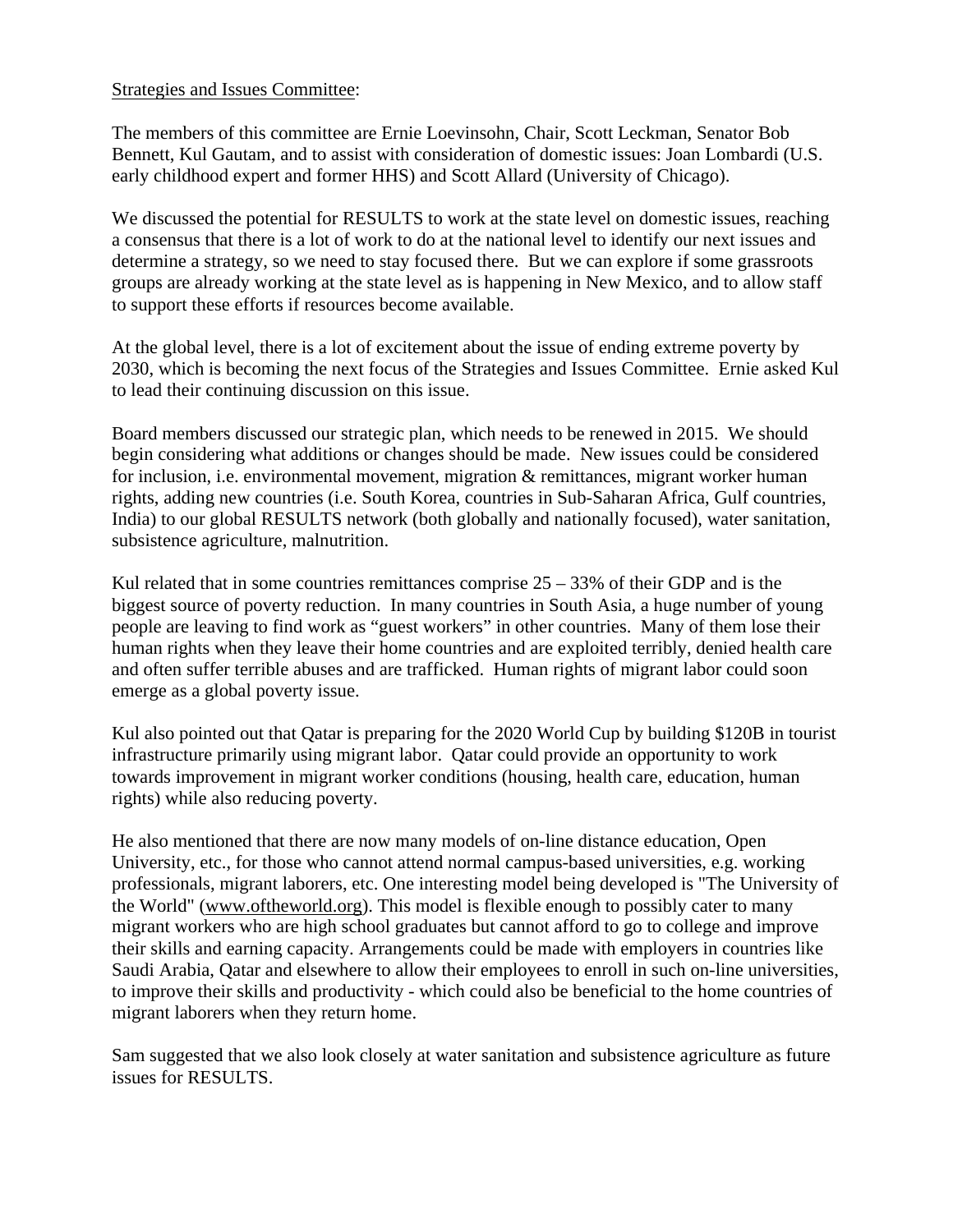Strategies and Issues Committee:

The members of this committee are Ernie Loevinsohn, Chair, Scott Leckman, Senator Bob Bennett, Kul Gautam, and to assist with consideration of domestic issues: Joan Lombardi (U.S. early childhood expert and former HHS) and Scott Allard (University of Chicago).

We discussed the potential for RESULTS to work at the state level on domestic issues, reaching a consensus that there is a lot of work to do at the national level to identify our next issues and determine a strategy, so we need to stay focused there. But we can explore if some grassroots groups are already working at the state level as is happening in New Mexico, and to allow staff to support these efforts if resources become available.

At the global level, there is a lot of excitement about the issue of ending extreme poverty by 2030, which is becoming the next focus of the Strategies and Issues Committee. Ernie asked Kul to lead their continuing discussion on this issue.

Board members discussed our strategic plan, which needs to be renewed in 2015. We should begin considering what additions or changes should be made. New issues could be considered for inclusion, i.e. environmental movement, migration & remittances, migrant worker human rights, adding new countries (i.e. South Korea, countries in Sub-Saharan Africa, Gulf countries, India) to our global RESULTS network (both globally and nationally focused), water sanitation, subsistence agriculture, malnutrition.

Kul related that in some countries remittances comprise 25 – 33% of their GDP and is the biggest source of poverty reduction. In many countries in South Asia, a huge number of young people are leaving to find work as "guest workers" in other countries. Many of them lose their human rights when they leave their home countries and are exploited terribly, denied health care and often suffer terrible abuses and are trafficked. Human rights of migrant labor could soon emerge as a global poverty issue.

Kul also pointed out that Qatar is preparing for the 2020 World Cup by building $120B in tourist infrastructure primarily using migrant labor. Qatar could provide an opportunity to work towards improvement in migrant worker conditions (housing, health care, education, human rights) while also reducing poverty.

He also mentioned that there are now many models of on-line distance education, Open University, etc., for those who cannot attend normal campus-based universities, e.g. working professionals, migrant laborers, etc. One interesting model being developed is "The University of the World" (www.oftheworld.org). This model is flexible enough to possibly cater to many migrant workers who are high school graduates but cannot afford to go to college and improve their skills and earning capacity. Arrangements could be made with employers in countries like Saudi Arabia, Qatar and elsewhere to allow their employees to enroll in such on-line universities, to improve their skills and productivity - which could also be beneficial to the home countries of migrant laborers when they return home.

Sam suggested that we also look closely at water sanitation and subsistence agriculture as future issues for RESULTS.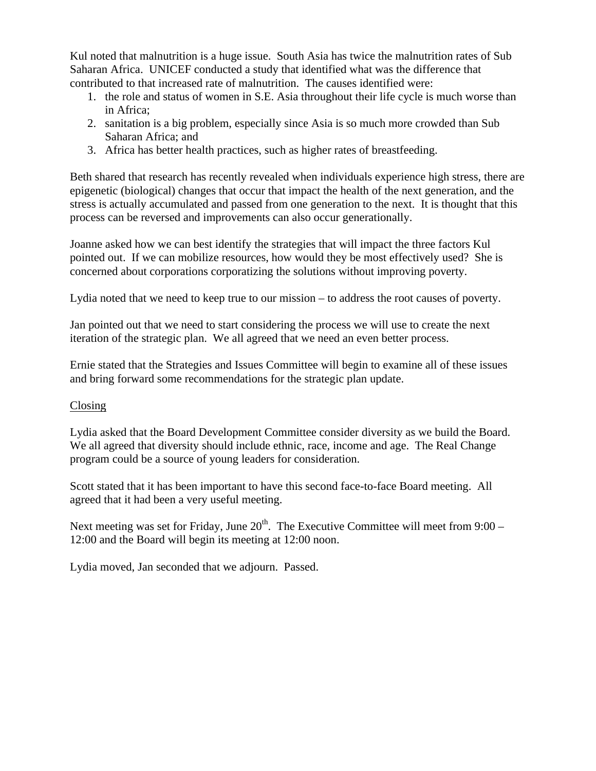Kul noted that malnutrition is a huge issue. South Asia has twice the malnutrition rates of Sub Saharan Africa. UNICEF conducted a study that identified what was the difference that contributed to that increased rate of malnutrition. The causes identified were:

1. the role and status of women in S.E. Asia throughout their life cycle is much worse than in Africa;
2. sanitation is a big problem, especially since Asia is so much more crowded than Sub Saharan Africa; and
3. Africa has better health practices, such as higher rates of breastfeeding.

Beth shared that research has recently revealed when individuals experience high stress, there are epigenetic (biological) changes that occur that impact the health of the next generation, and the stress is actually accumulated and passed from one generation to the next. It is thought that this process can be reversed and improvements can also occur generationally.

Joanne asked how we can best identify the strategies that will impact the three factors Kul pointed out. If we can mobilize resources, how would they be most effectively used? She is concerned about corporations corporatizing the solutions without improving poverty.

Lydia noted that we need to keep true to our mission – to address the root causes of poverty.

Jan pointed out that we need to start considering the process we will use to create the next iteration of the strategic plan. We all agreed that we need an even better process.

Ernie stated that the Strategies and Issues Committee will begin to examine all of these issues and bring forward some recommendations for the strategic plan update.

<u>Closing</u>

Lydia asked that the Board Development Committee consider diversity as we build the Board. We all agreed that diversity should include ethnic, race, income and age. The Real Change program could be a source of young leaders for consideration.

Scott stated that it has been important to have this second face-to-face Board meeting. All agreed that it had been a very useful meeting.

Next meeting was set for Friday, June 20th. The Executive Committee will meet from 9:00 – 12:00 and the Board will begin its meeting at 12:00 noon.

Lydia moved, Jan seconded that we adjourn. Passed.